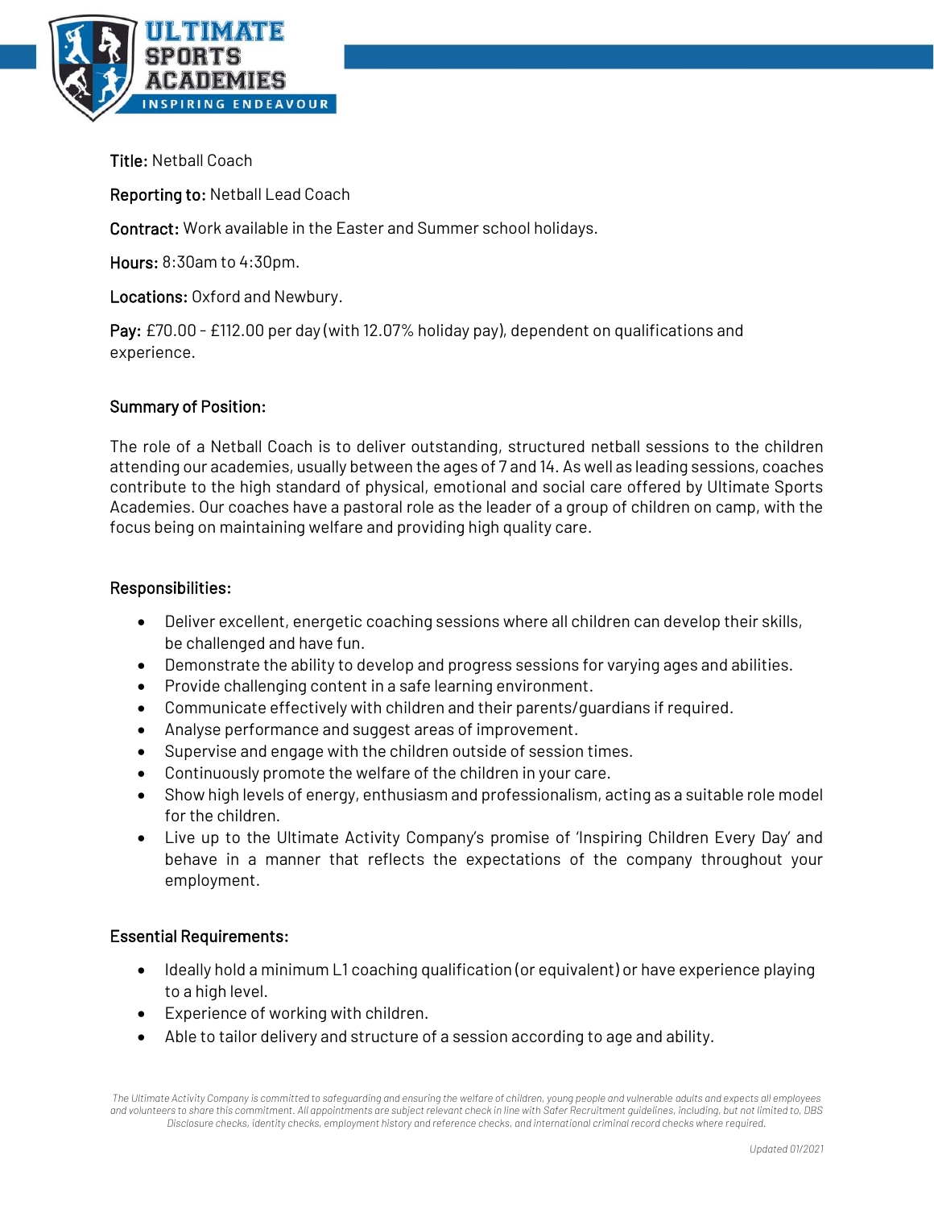ULTIMATE SPORTS ACADEMIES

INSPIRING ENDEAVOUR

**Title:** Netball Coach

**Reporting to:** Netball Lead Coach

**Contract:** Work available in the Easter and Summer school holidays.

**Hours:** 8:30am to 4:30pm.

**Locations:** Oxford and Newbury.

**Pay:** £70.00 - £112.00 per day (with 12.07% holiday pay), dependent on qualifications and experience.

## Summary of Position:

The role of a Netball Coach is to deliver outstanding, structured netball sessions to the children attending our academies, usually between the ages of 7 and 14. As well as leading sessions, coaches contribute to the high standard of physical, emotional and social care offered by Ultimate Sports Academies. Our coaches have a pastoral role as the leader of a group of children on camp, with the focus being on maintaining welfare and providing high quality care.

## Responsibilities:

- Deliver excellent, energetic coaching sessions where all children can develop their skills, be challenged and have fun.
- Demonstrate the ability to develop and progress sessions for varying ages and abilities.
- Provide challenging content in a safe learning environment.
- Communicate effectively with children and their parents/guardians if required.
- Analyse performance and suggest areas of improvement.
- Supervise and engage with the children outside of session times.
- Continuously promote the welfare of the children in your care.
- Show high levels of energy, enthusiasm and professionalism, acting as a suitable role model for the children.
- Live up to the Ultimate Activity Company's promise of 'Inspiring Children Every Day' and behave in a manner that reflects the expectations of the company throughout your employment.

## Essential Requirements:

- Ideally hold a minimum L1 coaching qualification (or equivalent) or have experience playing to a high level.
- Experience of working with children.
- Able to tailor delivery and structure of a session according to age and ability.

*The Ultimate Activity Company is committed to safeguarding and ensuring the welfare of children, young people and vulnerable adults and expects all employees and volunteers to share this commitment. All appointments are subject relevant check in line with Safer Recruitment guidelines, including, but not limited to, DBS Disclosure checks, identity checks, employment history and reference checks, and international criminal record checks where required.*

*Updated 01/2021*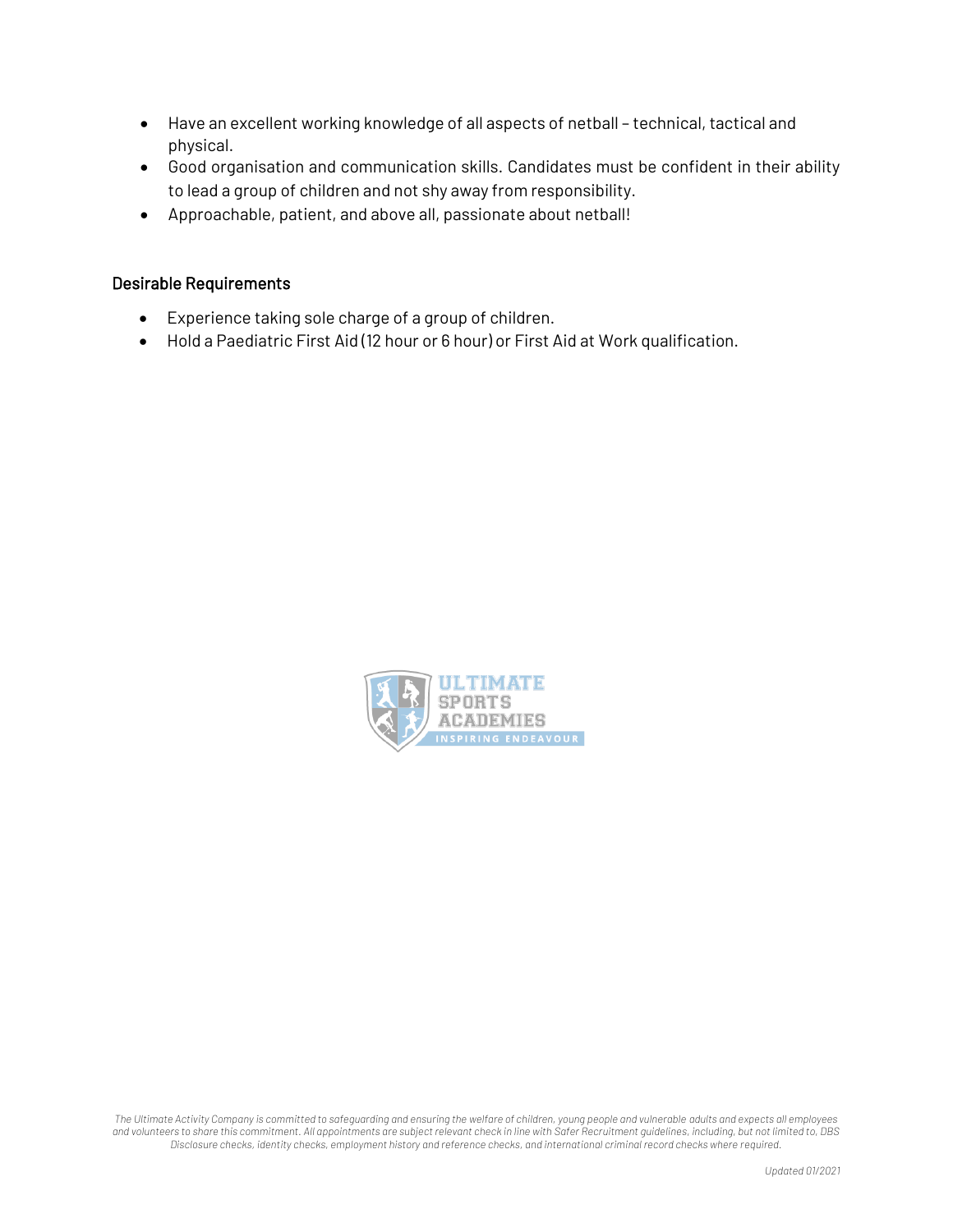- Have an excellent working knowledge of all aspects of netball – technical, tactical and physical.
- Good organisation and communication skills. Candidates must be confident in their ability to lead a group of children and not shy away from responsibility.
- Approachable, patient, and above all, passionate about netball!

### Desirable Requirements

- Experience taking sole charge of a group of children.
- Hold a Paediatric First Aid (12 hour or 6 hour) or First Aid at Work qualification.

*The Ultimate Activity Company is committed to safeguarding and ensuring the welfare of children, young people and vulnerable adults and expects all employees and volunteers to share this commitment. All appointments are subject relevant check in line with Safer Recruitment guidelines, including, but not limited to, DBS Disclosure checks, identity checks, employment history and reference checks, and international criminal record checks where required.*

*Updated 01/2021*